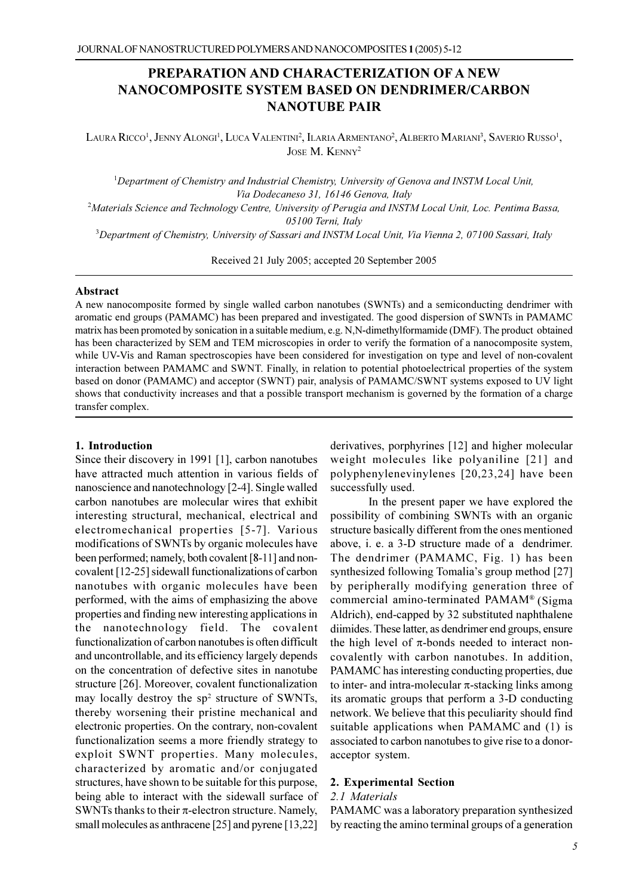# PREPARATION AND CHARACTERIZATION OF A NEW NANOCOMPOSITE SYSTEM BASED ON DENDRIMER/CARBON NANOTUBE PAIR

Laura Ricco[1], Jenny Alongi[1], Luca Valentini[2], Ilaria Armentano[2], Alberto Mariani[3], Saverio Russo[1], Jose M. Kenny[2]

[1]*Department of Chemistry and Industrial Chemistry, University of Genova and INSTM Local Unit, Via Dodecaneso 31, 16146 Genova, Italy*

[2]*Materials Science and Technology Centre, University of Perugia and INSTM Local Unit, Loc. Pentima Bassa, 05100 Terni, Italy*

[3]*Department of Chemistry, University of Sassari and INSTM Local Unit, Via Vienna 2, 07100 Sassari, Italy*

Received 21 July 2005; accepted 20 September 2005

## Abstract

A new nanocomposite formed by single walled carbon nanotubes (SWNTs) and a semiconducting dendrimer with aromatic end groups (PAMAMC) has been prepared and investigated. The good dispersion of SWNTs in PAMAMC matrix has been promoted by sonication in a suitable medium, e.g. N,N-dimethylformamide (DMF). The product obtained has been characterized by SEM and TEM microscopies in order to verify the formation of a nanocomposite system, while UV-Vis and Raman spectroscopies have been considered for investigation on type and level of non-covalent interaction between PAMAMC and SWNT. Finally, in relation to potential photoelectrical properties of the system based on donor (PAMAMC) and acceptor (SWNT) pair, analysis of PAMAMC/SWNT systems exposed to UV light shows that conductivity increases and that a possible transport mechanism is governed by the formation of a charge transfer complex.

## 1. Introduction

Since their discovery in 1991 [1], carbon nanotubes have attracted much attention in various fields of nanoscience and nanotechnology [2-4]. Single walled carbon nanotubes are molecular wires that exhibit interesting structural, mechanical, electrical and electromechanical properties [5-7]. Various modifications of SWNTs by organic molecules have been performed; namely, both covalent [8-11] and non-covalent [12-25] sidewall functionalizations of carbon nanotubes with organic molecules have been performed, with the aims of emphasizing the above properties and finding new interesting applications in the nanotechnology field. The covalent functionalization of carbon nanotubes is often difficult and uncontrollable, and its efficiency largely depends on the concentration of defective sites in nanotube structure [26]. Moreover, covalent functionalization may locally destroy the $sp^2$ structure of SWNTs, thereby worsening their pristine mechanical and electronic properties. On the contrary, non-covalent functionalization seems a more friendly strategy to exploit SWNT properties. Many molecules, characterized by aromatic and/or conjugated structures, have shown to be suitable for this purpose, being able to interact with the sidewall surface of SWNTs thanks to their π-electron structure. Namely, small molecules as anthracene [25] and pyrene [13,22] derivatives, porphyrines [12] and higher molecular weight molecules like polyaniline [21] and polyphenylenevinylenes [20,23,24] have been successfully used.

In the present paper we have explored the possibility of combining SWNTs with an organic structure basically different from the ones mentioned above, i. e. a 3-D structure made of a dendrimer. The dendrimer (PAMAMC, Fig. 1) has been synthesized following Tomalia's group method [27] by peripherally modifying generation three of commercial amino-terminated PAMAM® (Sigma Aldrich), end-capped by 32 substituted naphthalene diimides. These latter, as dendrimer end groups, ensure the high level of π-bonds needed to interact non-covalently with carbon nanotubes. In addition, PAMAMC has interesting conducting properties, due to inter- and intra-molecular π-stacking links among its aromatic groups that perform a 3-D conducting network. We believe that this peculiarity should find suitable applications when PAMAMC and (1) is associated to carbon nanotubes to give rise to a donor-acceptor system.

## 2. Experimental Section

### 2.1 Materials

PAMAMC was a laboratory preparation synthesized by reacting the amino terminal groups of a generation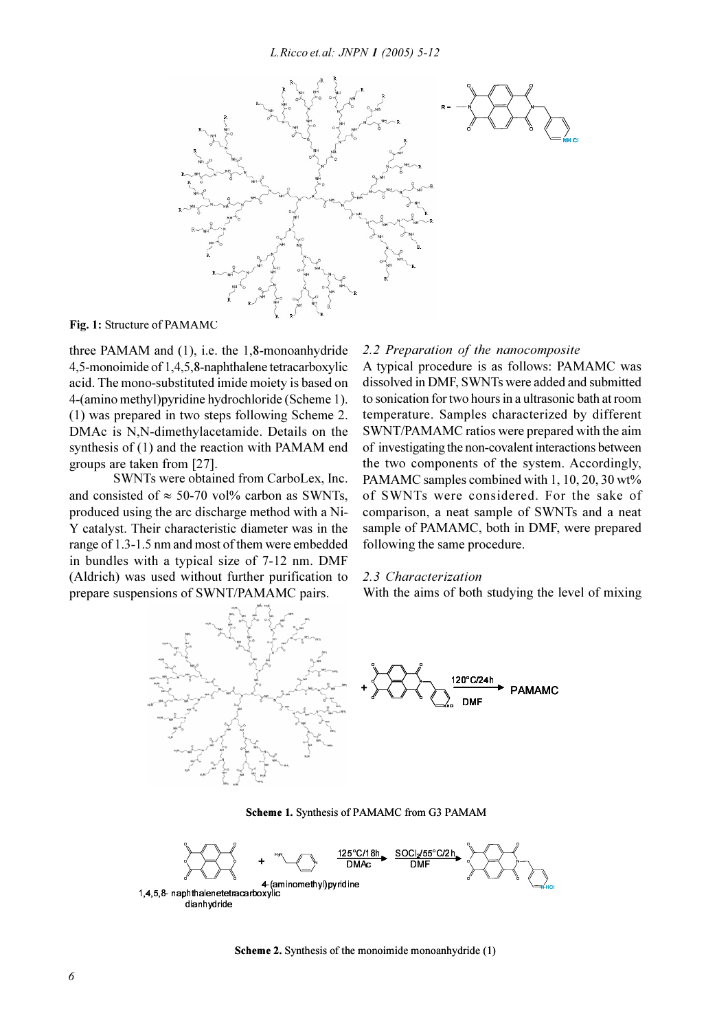Fig. 1: Structure of PAMAMC

three PAMAM and (1), i.e. the 1,8-monoanhydride 4,5-monoimide of 1,4,5,8-naphthalene tetracarboxylic acid. The mono-substituted imide moiety is based on 4-(amino methyl)pyridine hydrochloride (Scheme 1). (1) was prepared in two steps following Scheme 2. DMAc is N,N-dimethylacetamide. Details on the synthesis of (1) and the reaction with PAMAM end groups are taken from [27].

SWNTs were obtained from CarboLex, Inc. and consisted of ≈ 50-70 vol% carbon as SWNTs, produced using the arc discharge method with a Ni-Y catalyst. Their characteristic diameter was in the range of 1.3-1.5 nm and most of them were embedded in bundles with a typical size of 7-12 nm. DMF (Aldrich) was used without further purification to prepare suspensions of SWNT/PAMAMC pairs.

### *2.2 Preparation of the nanocomposite*

A typical procedure is as follows: PAMAMC was dissolved in DMF, SWNTs were added and submitted to sonication for two hours in a ultrasonic bath at room temperature. Samples characterized by different SWNT/PAMAMC ratios were prepared with the aim of investigating the non-covalent interactions between the two components of the system. Accordingly, PAMAMC samples combined with 1, 10, 20, 30 wt% of SWNTs were considered. For the sake of comparison, a neat sample of SWNTs and a neat sample of PAMAMC, both in DMF, were prepared following the same procedure.

### *2.3 Characterization*

With the aims of both studying the level of mixing

Scheme 1. Synthesis of PAMAMC from G3 PAMAM

Scheme 2. Synthesis of the monoimide monoanhydride (1)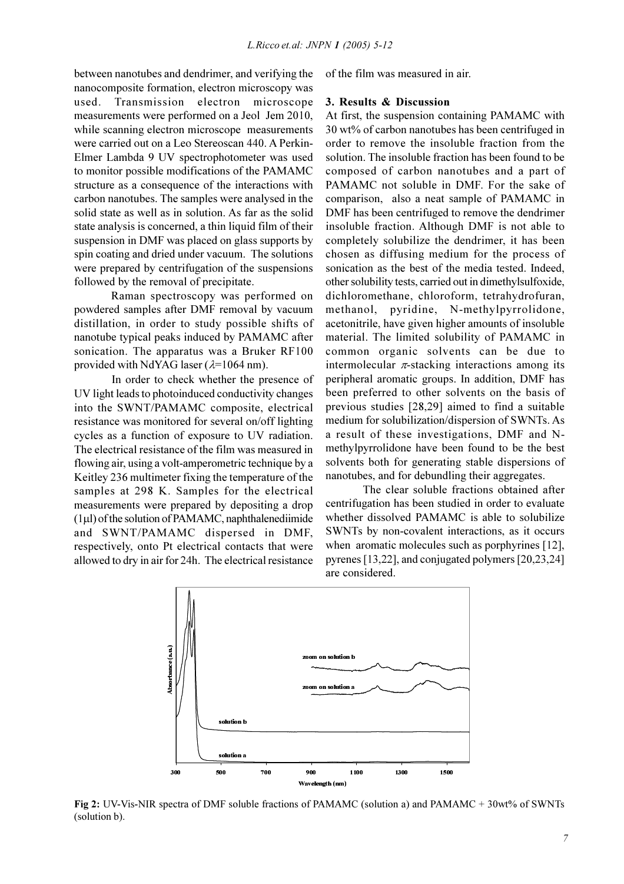between nanotubes and dendrimer, and verifying the nanocomposite formation, electron microscopy was used. Transmission electron microscope measurements were performed on a Jeol Jem 2010, while scanning electron microscope measurements were carried out on a Leo Stereoscan 440. A Perkin-Elmer Lambda 9 UV spectrophotometer was used to monitor possible modifications of the PAMAMC structure as a consequence of the interactions with carbon nanotubes. The samples were analysed in the solid state as well as in solution. As far as the solid state analysis is concerned, a thin liquid film of their suspension in DMF was placed on glass supports by spin coating and dried under vacuum. The solutions were prepared by centrifugation of the suspensions followed by the removal of precipitate.

Raman spectroscopy was performed on powdered samples after DMF removal by vacuum distillation, in order to study possible shifts of nanotube typical peaks induced by PAMAMC after sonication. The apparatus was a Bruker RF100 provided with NdYAG laser ($\lambda$=1064 nm).

In order to check whether the presence of UV light leads to photoinduced conductivity changes into the SWNT/PAMAMC composite, electrical resistance was monitored for several on/off lighting cycles as a function of exposure to UV radiation. The electrical resistance of the film was measured in flowing air, using a volt-amperometric technique by a Keitley 236 multimeter fixing the temperature of the samples at 298 K. Samples for the electrical measurements were prepared by depositing a drop (1$\mu$l) of the solution of PAMAMC, naphthalenediimide and SWNT/PAMAMC dispersed in DMF, respectively, onto Pt electrical contacts that were allowed to dry in air for 24h. The electrical resistance of the film was measured in air.

## 3. Results & Discussion

At first, the suspension containing PAMAMC with 30 wt% of carbon nanotubes has been centrifuged in order to remove the insoluble fraction from the solution. The insoluble fraction has been found to be composed of carbon nanotubes and a part of PAMAMC not soluble in DMF. For the sake of comparison, also a neat sample of PAMAMC in DMF has been centrifuged to remove the dendrimer insoluble fraction. Although DMF is not able to completely solubilize the dendrimer, it has been chosen as diffusing medium for the process of sonication as the best of the media tested. Indeed, other solubility tests, carried out in dimethylsulfoxide, dichloromethane, chloroform, tetrahydrofuran, methanol, pyridine, N-methylpyrrolidone, acetonitrile, have given higher amounts of insoluble material. The limited solubility of PAMAMC in common organic solvents can be due to intermolecular $\pi$-stacking interactions among its peripheral aromatic groups. In addition, DMF has been preferred to other solvents on the basis of previous studies [28,29] aimed to find a suitable medium for solubilization/dispersion of SWNTs. As a result of these investigations, DMF and N-methylpyrrolidone have been found to be the best solvents both for generating stable dispersions of nanotubes, and for debundling their aggregates.

The clear soluble fractions obtained after centrifugation has been studied in order to evaluate whether dissolved PAMAMC is able to solubilize SWNTs by non-covalent interactions, as it occurs when aromatic molecules such as porphyrines [12], pyrenes [13,22], and conjugated polymers [20,23,24] are considered.

**Fig 2:** UV-Vis-NIR spectra of DMF soluble fractions of PAMAMC (solution a) and PAMAMC + 30wt% of SWNTs (solution b).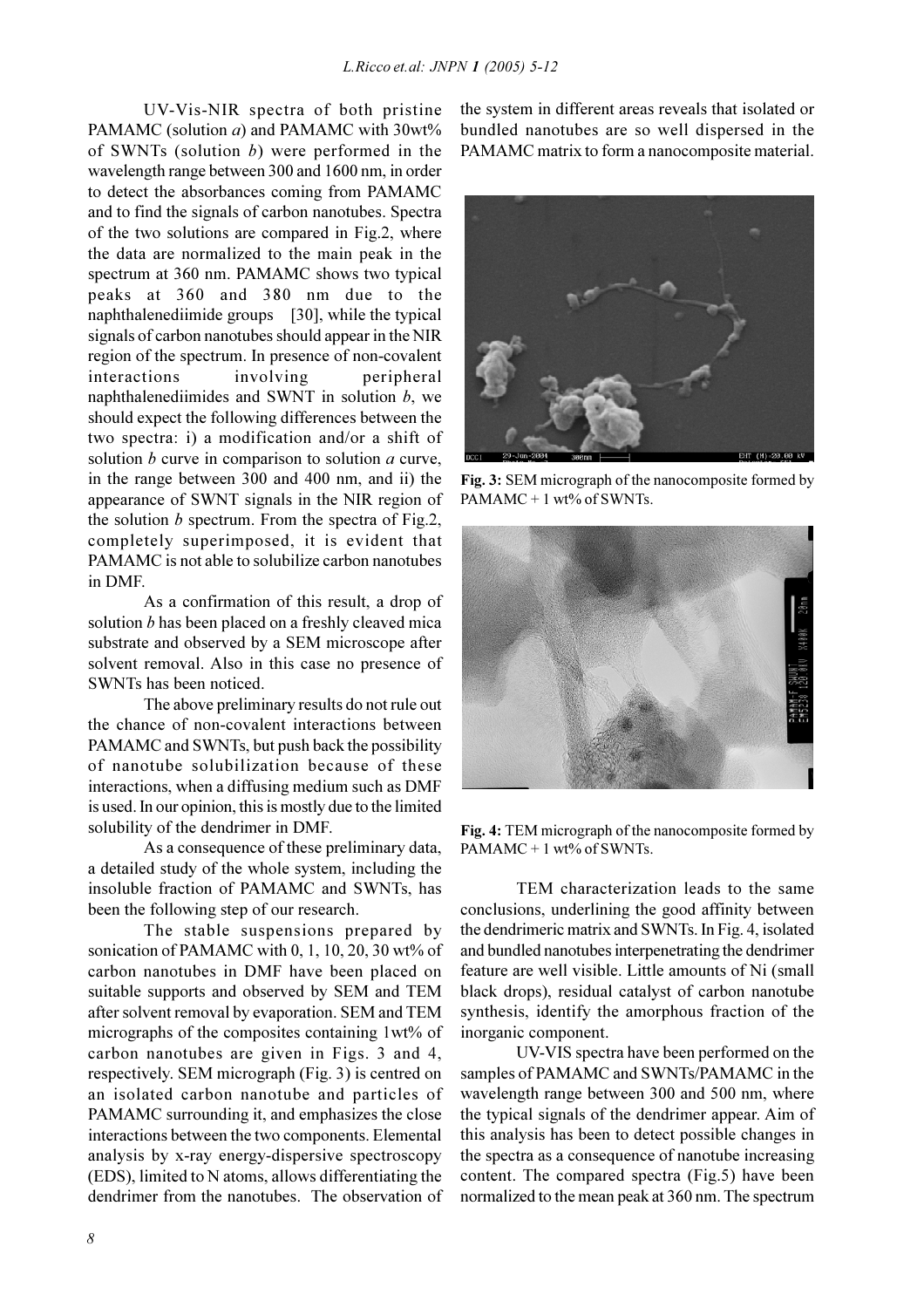UV-Vis-NIR spectra of both pristine PAMAMC (solution *a*) and PAMAMC with 30wt% of SWNTs (solution *b*) were performed in the wavelength range between 300 and 1600 nm, in order to detect the absorbances coming from PAMAMC and to find the signals of carbon nanotubes. Spectra of the two solutions are compared in Fig.2, where the data are normalized to the main peak in the spectrum at 360 nm. PAMAMC shows two typical peaks at 360 and 380 nm due to the naphthalenediimide groups [30], while the typical signals of carbon nanotubes should appear in the NIR region of the spectrum. In presence of non-covalent interactions involving peripheral naphthalenediimides and SWNT in solution *b*, we should expect the following differences between the two spectra: i) a modification and/or a shift of solution *b* curve in comparison to solution *a* curve, in the range between 300 and 400 nm, and ii) the appearance of SWNT signals in the NIR region of the solution *b* spectrum. From the spectra of Fig.2, completely superimposed, it is evident that PAMAMC is not able to solubilize carbon nanotubes in DMF.

As a confirmation of this result, a drop of solution *b* has been placed on a freshly cleaved mica substrate and observed by a SEM microscope after solvent removal. Also in this case no presence of SWNTs has been noticed.

The above preliminary results do not rule out the chance of non-covalent interactions between PAMAMC and SWNTs, but push back the possibility of nanotube solubilization because of these interactions, when a diffusing medium such as DMF is used. In our opinion, this is mostly due to the limited solubility of the dendrimer in DMF.

As a consequence of these preliminary data, a detailed study of the whole system, including the insoluble fraction of PAMAMC and SWNTs, has been the following step of our research.

The stable suspensions prepared by sonication of PAMAMC with 0, 1, 10, 20, 30 wt% of carbon nanotubes in DMF have been placed on suitable supports and observed by SEM and TEM after solvent removal by evaporation. SEM and TEM micrographs of the composites containing 1wt% of carbon nanotubes are given in Figs. 3 and 4, respectively. SEM micrograph (Fig. 3) is centred on an isolated carbon nanotube and particles of PAMAMC surrounding it, and emphasizes the close interactions between the two components. Elemental analysis by x-ray energy-dispersive spectroscopy (EDS), limited to N atoms, allows differentiating the dendrimer from the nanotubes. The observation of the system in different areas reveals that isolated or bundled nanotubes are so well dispersed in the PAMAMC matrix to form a nanocomposite material.

**Fig. 3:** SEM micrograph of the nanocomposite formed by PAMAMC + 1 wt% of SWNTs.

**Fig. 4:** TEM micrograph of the nanocomposite formed by PAMAMC + 1 wt% of SWNTs.

TEM characterization leads to the same conclusions, underlining the good affinity between the dendrimeric matrix and SWNTs. In Fig. 4, isolated and bundled nanotubes interpenetrating the dendrimer feature are well visible. Little amounts of Ni (small black drops), residual catalyst of carbon nanotube synthesis, identify the amorphous fraction of the inorganic component.

UV-VIS spectra have been performed on the samples of PAMAMC and SWNTs/PAMAMC in the wavelength range between 300 and 500 nm, where the typical signals of the dendrimer appear. Aim of this analysis has been to detect possible changes in the spectra as a consequence of nanotube increasing content. The compared spectra (Fig.5) have been normalized to the mean peak at 360 nm. The spectrum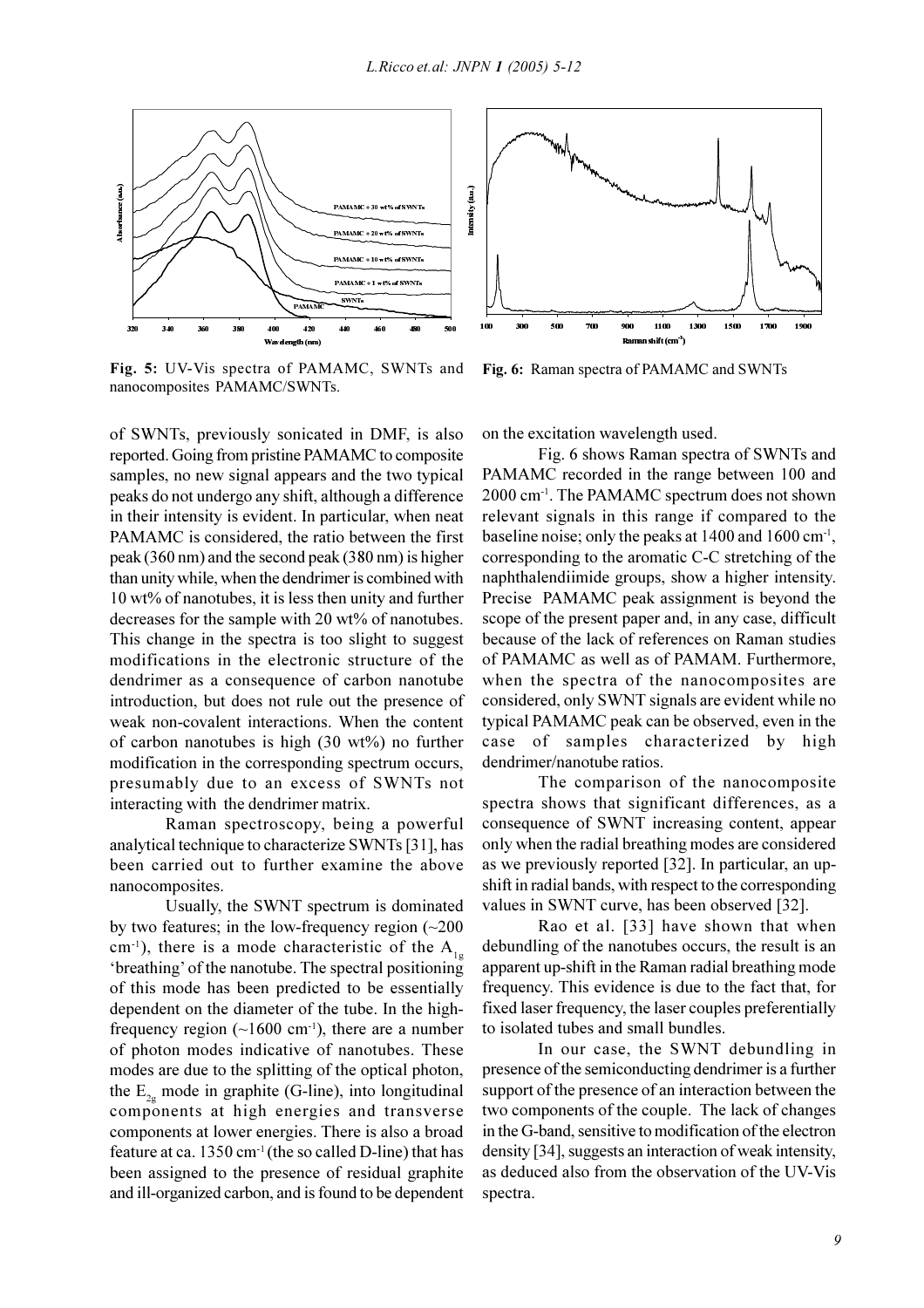Fig. 5: UV-Vis spectra of PAMAMC, SWNTs and nanocomposites PAMAMC/SWNTs.

Fig. 6: Raman spectra of PAMAMC and SWNTs

of SWNTs, previously sonicated in DMF, is also reported. Going from pristine PAMAMC to composite samples, no new signal appears and the two typical peaks do not undergo any shift, although a difference in their intensity is evident. In particular, when neat PAMAMC is considered, the ratio between the first peak (360 nm) and the second peak (380 nm) is higher than unity while, when the dendrimer is combined with 10 wt% of nanotubes, it is less then unity and further decreases for the sample with 20 wt% of nanotubes. This change in the spectra is too slight to suggest modifications in the electronic structure of the dendrimer as a consequence of carbon nanotube introduction, but does not rule out the presence of weak non-covalent interactions. When the content of carbon nanotubes is high (30 wt%) no further modification in the corresponding spectrum occurs, presumably due to an excess of SWNTs not interacting with the dendrimer matrix.

Raman spectroscopy, being a powerful analytical technique to characterize SWNTs [31], has been carried out to further examine the above nanocomposites.

Usually, the SWNT spectrum is dominated by two features; in the low-frequency region (~200 $cm^{-1}$), there is a mode characteristic of the $A_{1g}$ 'breathing' of the nanotube. The spectral positioning of this mode has been predicted to be essentially dependent on the diameter of the tube. In the high-frequency region (~1600 $cm^{-1}$), there are a number of photon modes indicative of nanotubes. These modes are due to the splitting of the optical photon, the $E_{2g}$ mode in graphite (G-line), into longitudinal components at high energies and transverse components at lower energies. There is also a broad feature at ca. 1350 $cm^{-1}$ (the so called D-line) that has been assigned to the presence of residual graphite and ill-organized carbon, and is found to be dependent on the excitation wavelength used.

Fig. 6 shows Raman spectra of SWNTs and PAMAMC recorded in the range between 100 and 2000 $cm^{-1}$. The PAMAMC spectrum does not shown relevant signals in this range if compared to the baseline noise; only the peaks at 1400 and 1600 $cm^{-1}$, corresponding to the aromatic C-C stretching of the naphthalendiimide groups, show a higher intensity. Precise PAMAMC peak assignment is beyond the scope of the present paper and, in any case, difficult because of the lack of references on Raman studies of PAMAMC as well as of PAMAM. Furthermore, when the spectra of the nanocomposites are considered, only SWNT signals are evident while no typical PAMAMC peak can be observed, even in the case of samples characterized by high dendrimer/nanotube ratios.

The comparison of the nanocomposite spectra shows that significant differences, as a consequence of SWNT increasing content, appear only when the radial breathing modes are considered as we previously reported [32]. In particular, an up-shift in radial bands, with respect to the corresponding values in SWNT curve, has been observed [32].

Rao et al. [33] have shown that when debundling of the nanotubes occurs, the result is an apparent up-shift in the Raman radial breathing mode frequency. This evidence is due to the fact that, for fixed laser frequency, the laser couples preferentially to isolated tubes and small bundles.

In our case, the SWNT debundling in presence of the semiconducting dendrimer is a further support of the presence of an interaction between the two components of the couple. The lack of changes in the G-band, sensitive to modification of the electron density [34], suggests an interaction of weak intensity, as deduced also from the observation of the UV-Vis spectra.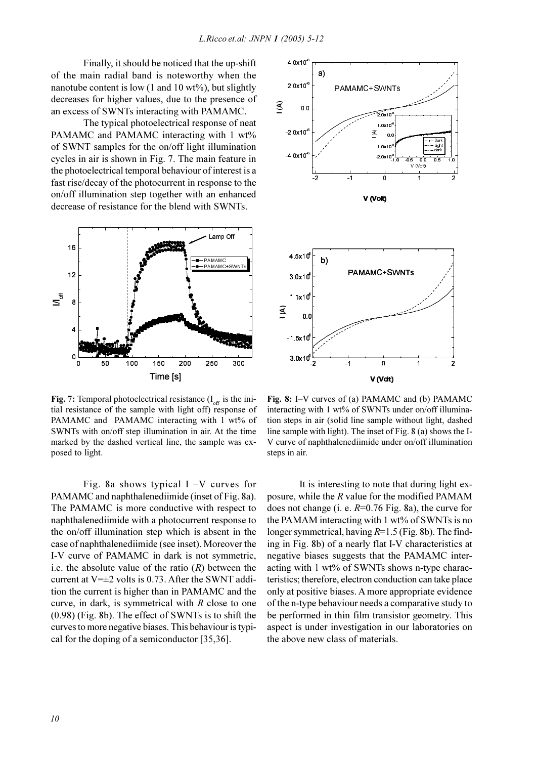Finally, it should be noticed that the up-shift of the main radial band is noteworthy when the nanotube content is low (1 and 10 wt%), but slightly decreases for higher values, due to the presence of an excess of SWNTs interacting with PAMAMC.

The typical photoelectrical response of neat PAMAMC and PAMAMC interacting with 1 wt% of SWNT samples for the on/off light illumination cycles in air is shown in Fig. 7. The main feature in the photoelectrical temporal behaviour of interest is a fast rise/decay of the photocurrent in response to the on/off illumination step together with an enhanced decrease of resistance for the blend with SWNTs.

**Fig. 7:** Temporal photoelectrical resistance ($I_{off}$ is the initial resistance of the sample with light off) response of PAMAMC and PAMAMC interacting with 1 wt% of SWNTs with on/off step illumination in air. At the time marked by the dashed vertical line, the sample was exposed to light.

**Fig. 8:** I–V curves of (a) PAMAMC and (b) PAMAMC interacting with 1 wt% of SWNTs under on/off illumination steps in air (solid line sample without light, dashed line sample with light). The inset of Fig. 8 (a) shows the I-V curve of naphthalenediimide under on/off illumination steps in air.

Fig. 8a shows typical I –V curves for PAMAMC and naphthalenediimide (inset of Fig. 8a). The PAMAMC is more conductive with respect to naphthalenediimide with a photocurrent response to the on/off illumination step which is absent in the case of naphthalenediimide (see inset). Moreover the I-V curve of PAMAMC in dark is not symmetric, i.e. the absolute value of the ratio ($R$) between the current at V=±2 volts is 0.73. After the SWNT addition the current is higher than in PAMAMC and the curve, in dark, is symmetrical with $R$ close to one (0.98) (Fig. 8b). The effect of SWNTs is to shift the curves to more negative biases. This behaviour is typical for the doping of a semiconductor [35,36].

It is interesting to note that during light exposure, while the $R$ value for the modified PAMAM does not change (i. e. $R$=0.76 Fig. 8a), the curve for the PAMAM interacting with 1 wt% of SWNTs is no longer symmetrical, having $R$=1.5 (Fig. 8b). The finding in Fig. 8b) of a nearly flat I-V characteristics at negative biases suggests that the PAMAMC interacting with 1 wt% of SWNTs shows n-type characteristics; therefore, electron conduction can take place only at positive biases. A more appropriate evidence of the n-type behaviour needs a comparative study to be performed in thin film transistor geometry. This aspect is under investigation in our laboratories on the above new class of materials.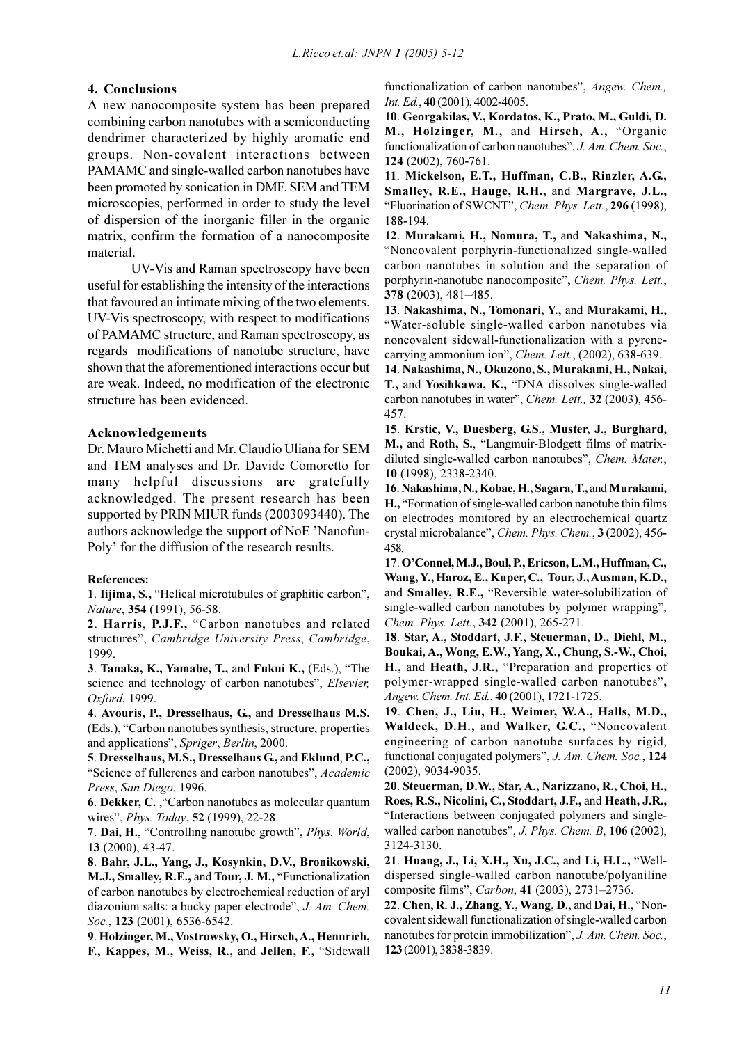## 4. Conclusions

A new nanocomposite system has been prepared combining carbon nanotubes with a semiconducting dendrimer characterized by highly aromatic end groups. Non-covalent interactions between PAMAMC and single-walled carbon nanotubes have been promoted by sonication in DMF. SEM and TEM microscopies, performed in order to study the level of dispersion of the inorganic filler in the organic matrix, confirm the formation of a nanocomposite material.

UV-Vis and Raman spectroscopy have been useful for establishing the intensity of the interactions that favoured an intimate mixing of the two elements. UV-Vis spectroscopy, with respect to modifications of PAMAMC structure, and Raman spectroscopy, as regards modifications of nanotube structure, have shown that the aforementioned interactions occur but are weak. Indeed, no modification of the electronic structure has been evidenced.

### Acknowledgements

Dr. Mauro Michetti and Mr. Claudio Uliana for SEM and TEM analyses and Dr. Davide Comoretto for many helpful discussions are gratefully acknowledged. The present research has been supported by PRIN MIUR funds (2003093440). The authors acknowledge the support of NoE 'Nanofun-Poly' for the diffusion of the research results.

### References:

**1**. **Iijima, S.,** "Helical microtubules of graphitic carbon", *Nature*, **354** (1991), 56-58.

**2**. **Harris**, **P.J.F.,** "Carbon nanotubes and related structures", *Cambridge University Press*, *Cambridge*, 1999.

**3**. **Tanaka, K., Yamabe, T.,** and **Fukui K.,** (Eds.), "The science and technology of carbon nanotubes", *Elsevier, Oxford*, 1999.

**4**. **Avouris, P., Dresselhaus, G.,** and **Dresselhaus M.S.** (Eds.), "Carbon nanotubes synthesis, structure, properties and applications", *Spriger*, *Berlin*, 2000.

**5**. **Dresselhaus, M.S., Dresselhaus G.,** and **Eklund**, **P.C.,** "Science of fullerenes and carbon nanotubes", *Academic Press*, *San Diego*, 1996.

**6**. **Dekker, C.** ,"Carbon nanotubes as molecular quantum wires", *Phys. Today*, **52** (1999), 22-28.

**7**. **Dai, H.**, "Controlling nanotube growth"**,** *Phys. World*, **13** (2000), 43-47.

**8**. **Bahr, J.L., Yang, J., Kosynkin, D.V., Bronikowski, M.J., Smalley, R.E.,** and **Tour, J. M.,** "Functionalization of carbon nanotubes by electrochemical reduction of aryl diazonium salts: a bucky paper electrode", *J. Am. Chem. Soc.*, **123** (2001), 6536-6542.

**9**. **Holzinger, M., Vostrowsky, O., Hirsch, A., Hennrich, F., Kappes, M., Weiss, R.,** and **Jellen, F.,** "Sidewall functionalization of carbon nanotubes", *Angew. Chem., Int. Ed.*, **40** (2001), 4002-4005.

**10**. **Georgakilas, V., Kordatos, K., Prato, M., Guldi, D. M., Holzinger, M.,** and **Hirsch, A.,** "Organic functionalization of carbon nanotubes", *J. Am. Chem. Soc.*, **124** (2002), 760-761.

**11**. **Mickelson, E.T., Huffman, C.B., Rinzler, A.G., Smalley, R.E., Hauge, R.H.,** and **Margrave, J.L.,** "Fluorination of SWCNT", *Chem. Phys. Lett.*, **296** (1998), 188-194.

**12**. **Murakami, H., Nomura, T.,** and **Nakashima, N.,** "Noncovalent porphyrin-functionalized single-walled carbon nanotubes in solution and the separation of porphyrin-nanotube nanocomposite"**,** *Chem. Phys. Lett.*, **378** (2003), 481–485.

**13**. **Nakashima, N., Tomonari, Y.,** and **Murakami, H.,** "Water-soluble single-walled carbon nanotubes via noncovalent sidewall-functionalization with a pyrene-carrying ammonium ion", *Chem. Lett.*, (2002), 638-639.

**14**. **Nakashima, N., Okuzono, S., Murakami, H., Nakai, T.,** and **Yosihkawa, K.,** "DNA dissolves single-walled carbon nanotubes in water", *Chem. Lett.,* **32** (2003), 456-457.

**15**. **Krstic, V., Duesberg, G.S., Muster, J., Burghard, M.,** and **Roth, S.**, "Langmuir-Blodgett films of matrix-diluted single-walled carbon nanotubes", *Chem. Mater.*, **10** (1998), 2338-2340.

**16**. **Nakashima, N., Kobae, H., Sagara, T.,** and **Murakami, H.,** "Formation of single-walled carbon nanotube thin films on electrodes monitored by an electrochemical quartz crystal microbalance", *Chem. Phys. Chem.*, **3** (2002), 456-458.

**17**. **O'Connel, M.J., Boul, P., Ericson, L.M., Huffman, C., Wang, Y., Haroz, E., Kuper, C., Tour, J., Ausman, K.D.,** and **Smalley, R.E.,** "Reversible water-solubilization of single-walled carbon nanotubes by polymer wrapping", *Chem. Phys. Lett.*, **342** (2001), 265-271.

**18**. **Star, A., Stoddart, J.F., Steuerman, D., Diehl, M., Boukai, A., Wong, E.W., Yang, X., Chung, S.-W., Choi, H.,** and **Heath, J.R.,** "Preparation and properties of polymer-wrapped single-walled carbon nanotubes"**,** *Angew. Chem. Int. Ed.*, **40** (2001), 1721-1725.

**19**. **Chen, J., Liu, H., Weimer, W.A., Halls, M.D., Waldeck, D.H.,** and **Walker, G.C.,** "Noncovalent engineering of carbon nanotube surfaces by rigid, functional conjugated polymers", *J. Am. Chem. Soc.*, **124** (2002), 9034-9035.

**20**. **Steuerman, D.W., Star, A., Narizzano, R., Choi, H., Roes, R.S., Nicolini, C., Stoddart, J.F.,** and **Heath, J.R.,** "Interactions between conjugated polymers and single-walled carbon nanotubes", *J. Phys. Chem. B*, **106** (2002), 3124-3130.

**21**. **Huang, J., Li, X.H., Xu, J.C.,** and **Li, H.L.,** "Well-dispersed single-walled carbon nanotube/polyaniline composite films", *Carbon*, **41** (2003), 2731–2736.

**22**. **Chen, R. J., Zhang, Y., Wang, D.,** and **Dai, H.,** "Non-covalent sidewall functionalization of single-walled carbon nanotubes for protein immobilization", *J. Am. Chem. Soc.*, **123** (2001), 3838-3839.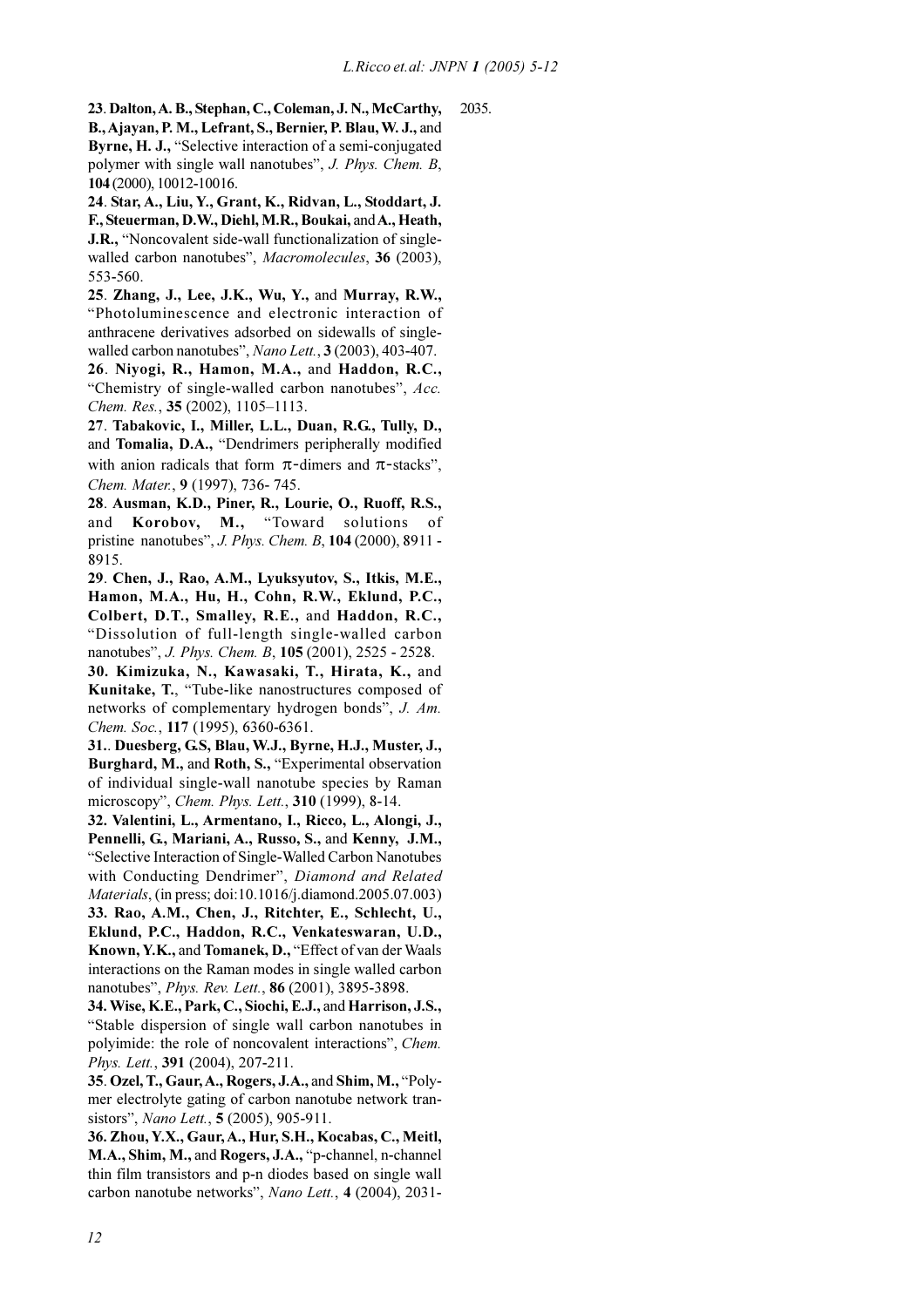**23**. **Dalton, A. B., Stephan, C., Coleman, J. N., McCarthy, B., Ajayan, P. M., Lefrant, S., Bernier, P. Blau, W. J.,** and **Byrne, H. J.,** “Selective interaction of a semi-conjugated polymer with single wall nanotubes”, *J. Phys. Chem. B*, **104** (2000), 10012-10016.

**24**. **Star, A., Liu, Y., Grant, K., Ridvan, L., Stoddart, J. F., Steuerman, D.W., Diehl, M.R., Boukai,** and **A., Heath, J.R.,** “Noncovalent side-wall functionalization of single-walled carbon nanotubes”, *Macromolecules*, **36** (2003), 553-560.

**25**. **Zhang, J., Lee, J.K., Wu, Y.,** and **Murray, R.W.,** “Photoluminescence and electronic interaction of anthracene derivatives adsorbed on sidewalls of single-walled carbon nanotubes”, *Nano Lett.*, **3** (2003), 403-407.

**26**. **Niyogi, R., Hamon, M.A.,** and **Haddon, R.C.,** “Chemistry of single-walled carbon nanotubes”, *Acc. Chem. Res.*, **35** (2002), 1105–1113.

**27**. **Tabakovic, I., Miller, L.L., Duan, R.G., Tully, D.,** and **Tomalia, D.A.,** “Dendrimers peripherally modified with anion radicals that form $\pi$-dimers and $\pi$-stacks”, *Chem. Mater.*, **9** (1997), 736- 745.

**28**. **Ausman, K.D., Piner, R., Lourie, O., Ruoff, R.S.,** and **Korobov, M.,** “Toward solutions of pristine nanotubes”, *J. Phys. Chem. B*, **104** (2000), 8911 - 8915.

**29**. **Chen, J., Rao, A.M., Lyuksyutov, S., Itkis, M.E., Hamon, M.A., Hu, H., Cohn, R.W., Eklund, P.C., Colbert, D.T., Smalley, R.E.,** and **Haddon, R.C.,** “Dissolution of full-length single-walled carbon nanotubes”, *J. Phys. Chem. B*, **105** (2001), 2525 - 2528.

**30. Kimizuka, N., Kawasaki, T., Hirata, K.,** and **Kunitake, T.**, “Tube-like nanostructures composed of networks of complementary hydrogen bonds”, *J. Am. Chem. Soc.*, **117** (1995), 6360-6361.

**31.**. **Duesberg, G.S, Blau, W.J., Byrne, H.J., Muster, J., Burghard, M.,** and **Roth, S.,** “Experimental observation of individual single-wall nanotube species by Raman microscopy”, *Chem. Phys. Lett.*, **310** (1999), 8-14.

**32. Valentini, L., Armentano, I., Ricco, L., Alongi, J., Pennelli, G., Mariani, A., Russo, S.,** and **Kenny, J.M.,** “Selective Interaction of Single-Walled Carbon Nanotubes with Conducting Dendrimer”, *Diamond and Related Materials*, (in press; doi:10.1016/j.diamond.2005.07.003)

**33. Rao, A.M., Chen, J., Ritchter, E., Schlecht, U., Eklund, P.C., Haddon, R.C., Venkateswaran, U.D., Known, Y.K.,** and **Tomanek, D.,** “Effect of van der Waals interactions on the Raman modes in single walled carbon nanotubes”, *Phys. Rev. Lett.*, **86** (2001), 3895-3898.

**34. Wise, K.E., Park, C., Siochi, E.J.,** and **Harrison, J.S.,** “Stable dispersion of single wall carbon nanotubes in polyimide: the role of noncovalent interactions”, *Chem. Phys. Lett.*, **391** (2004), 207-211.

**35**. **Ozel, T., Gaur, A., Rogers, J.A.,** and **Shim, M.,** “Polymer electrolyte gating of carbon nanotube network transistors”, *Nano Lett.*, **5** (2005), 905-911.

**36. Zhou, Y.X., Gaur, A., Hur, S.H., Kocabas, C., Meitl, M.A., Shim, M.,** and **Rogers, J.A.,** “p-channel, n-channel thin film transistors and p-n diodes based on single wall carbon nanotube networks”, *Nano Lett.*, **4** (2004), 2031-2035.